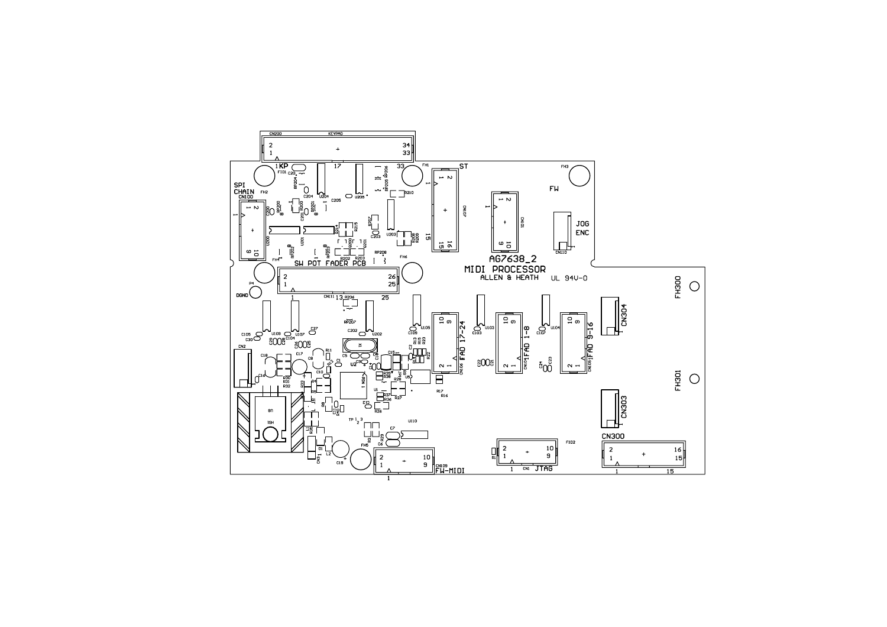AG7638_2
MIDI PROCESSOR
ALLEN & HEATH
UL 94V-0

SPI CHAIN
KP
KEYPAD
ST
FW
JOG ENC
SW POT FADER PCB
DGND
FAD 17-24
FAD 1-8
FAD 9-16
FW-MIDI
JTAG
CN300
CN303
CN304
FH300
FH301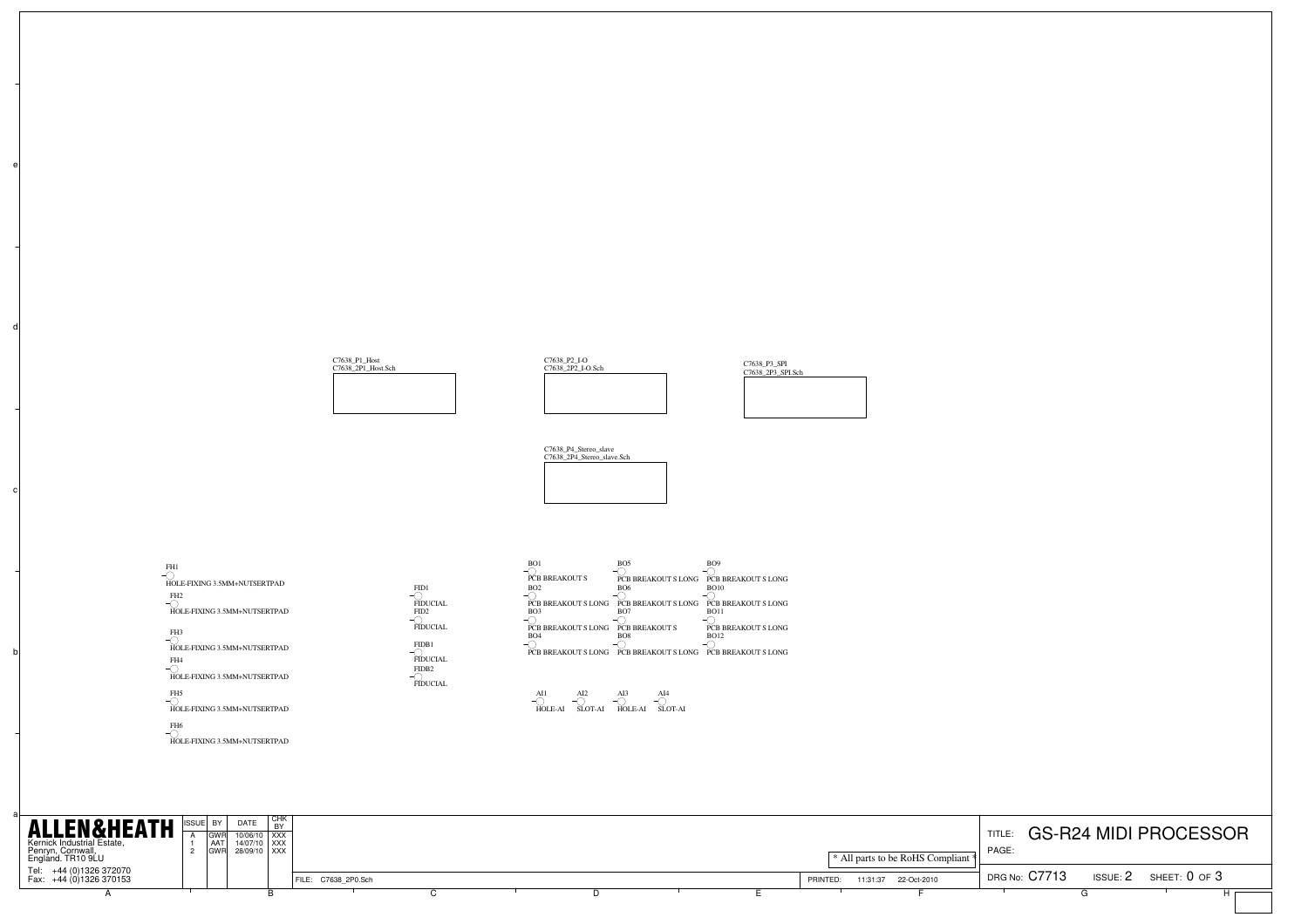C7638_P1_Host
C7638_2P1_Host.Sch

C7638_P2_I-O
C7638_2P2_I-O.Sch

C7638_P3_SPI
C7638_2P3_SPI.Sch

C7638_P4_Stereo_slave
C7638_2P4_Stereo_slave.Sch

FH1
HOLE-FIXING 3.5MM+NUTSERTPAD

FH2
HOLE-FIXING 3.5MM+NUTSERTPAD

FH3
HOLE-FIXING 3.5MM+NUTSERTPAD

FH4
HOLE-FIXING 3.5MM+NUTSERTPAD

FH5
HOLE-FIXING 3.5MM+NUTSERTPAD

FH6
HOLE-FIXING 3.5MM+NUTSERTPAD

FID1
FIDUCIAL

FID2
FIDUCIAL

FIDB1
FIDUCIAL

FIDB2
FIDUCIAL

BO1
PCB BREAKOUT S

BO2
PCB BREAKOUT S LONG

BO3
PCB BREAKOUT S LONG

BO4
PCB BREAKOUT S LONG

BO5
PCB BREAKOUT S LONG

BO6
PCB BREAKOUT S LONG

BO7
PCB BREAKOUT S

BO8
PCB BREAKOUT S LONG

BO9
PCB BREAKOUT S LONG

BO10
PCB BREAKOUT S LONG

BO11
PCB BREAKOUT S LONG

BO12
PCB BREAKOUT S LONG

AI1
HOLE-AI

AI2
SLOT-AI

AI3
HOLE-AI

AI4
SLOT-AI

**ALLEN&HEATH**
Kernick Industrial Estate,
Penryn, Cornwall,
England. TR10 9LU
Tel: +44 (0)1326 372070
Fax: +44 (0)1326 370153

| ISSUE | BY | DATE | CHK BY |
|---|---|---|---|
| A | GWR | 10/06/10 | XXX |
| 1 | AAT | 14/07/10 | XXX |
| 2 | GWR | 28/09/10 | XXX |

FILE: C7638_2P0.Sch

* All parts to be RoHS Compliant *

PRINTED: 11:31:37 22-Oct-2010

TITLE: GS-R24 MIDI PROCESSOR
PAGE:

DRG No: C7713 ISSUE: 2 SHEET: 0 OF 3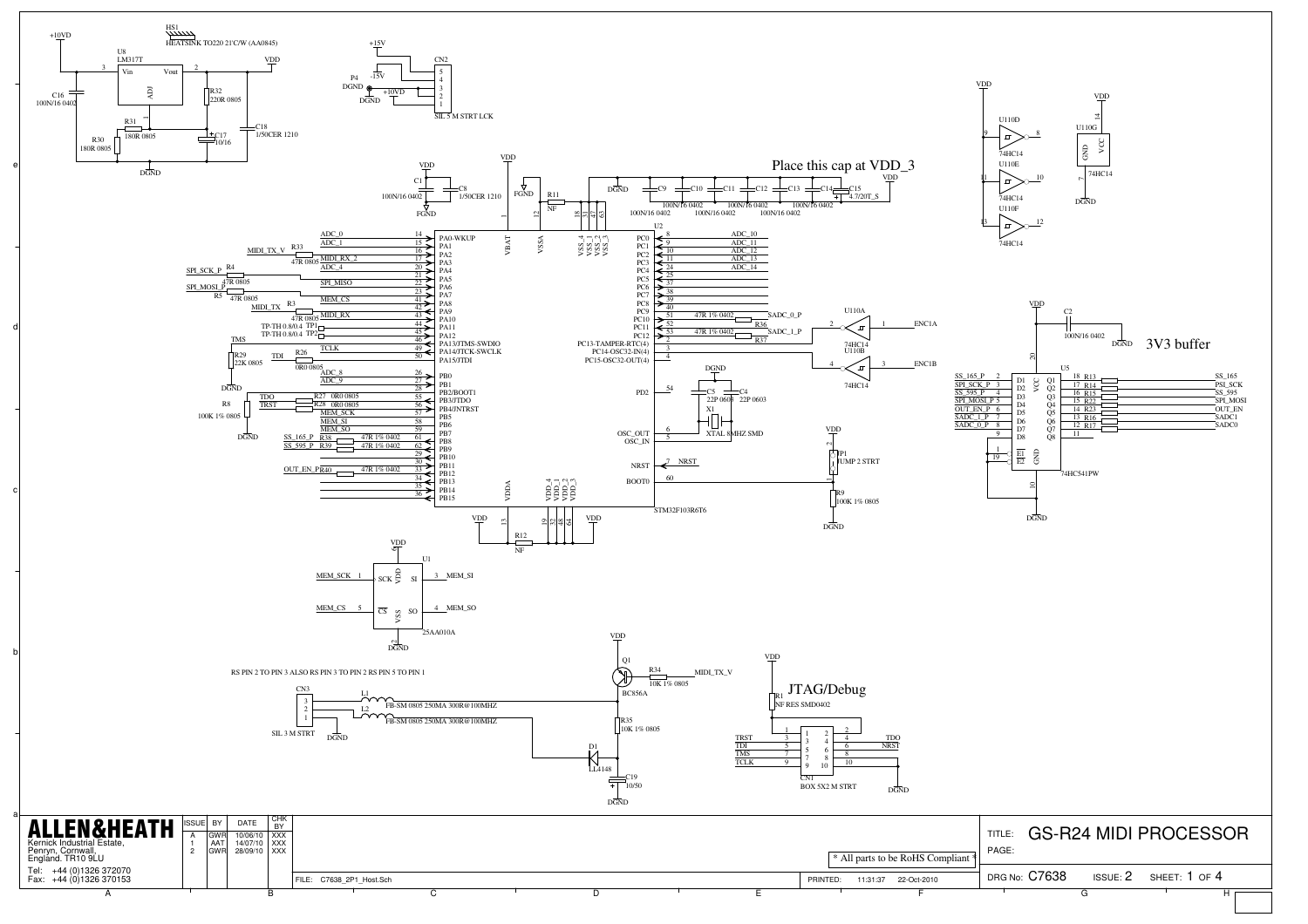# GS-R24 MIDI PROCESSOR

Place this cap at VDD_3

JTAG/Debug

3V3 buffer

RS PIN 2 TO PIN 3 ALSO RS PIN 3 TO PIN 2 RS PIN 5 TO PIN 1

U8 LM317T — HS1 HEATSINK TO220 21'C/W (AA0845)

U2 STM32F103R6T6

U1 25AA010A

U5 74HC541PW

U110 74HC14

Q1 BC856A

D1 LL4148

X1 XTAL 8MHZ SMD

CN1 BOX 5X2 M STRT

CN2 SIL 5 M STRT LCK

CN3 SIL 3 M STRT

JP1 JUMP 2 STRT

\* All parts to be RoHS Compliant \*

**ALLEN&HEATH**
Kernick Industrial Estate,
Penryn, Cornwall,
England. TR10 9LU

Tel: +44 (0)1326 372070
Fax: +44 (0)1326 370153

| ISSUE | BY | DATE | CHK BY |
|---|---|---|---|
| A | GWR | 10/06/10 | XXX |
| 1 | AAT | 14/07/10 | XXX |
| 2 | GWR | 28/09/10 | XXX |

FILE: C7638_2P1_Host.Sch

PRINTED: 11:31:37 22-Oct-2010

TITLE: GS-R24 MIDI PROCESSOR

PAGE:

DRG No: C7638 ISSUE: 2 SHEET: 1 OF 4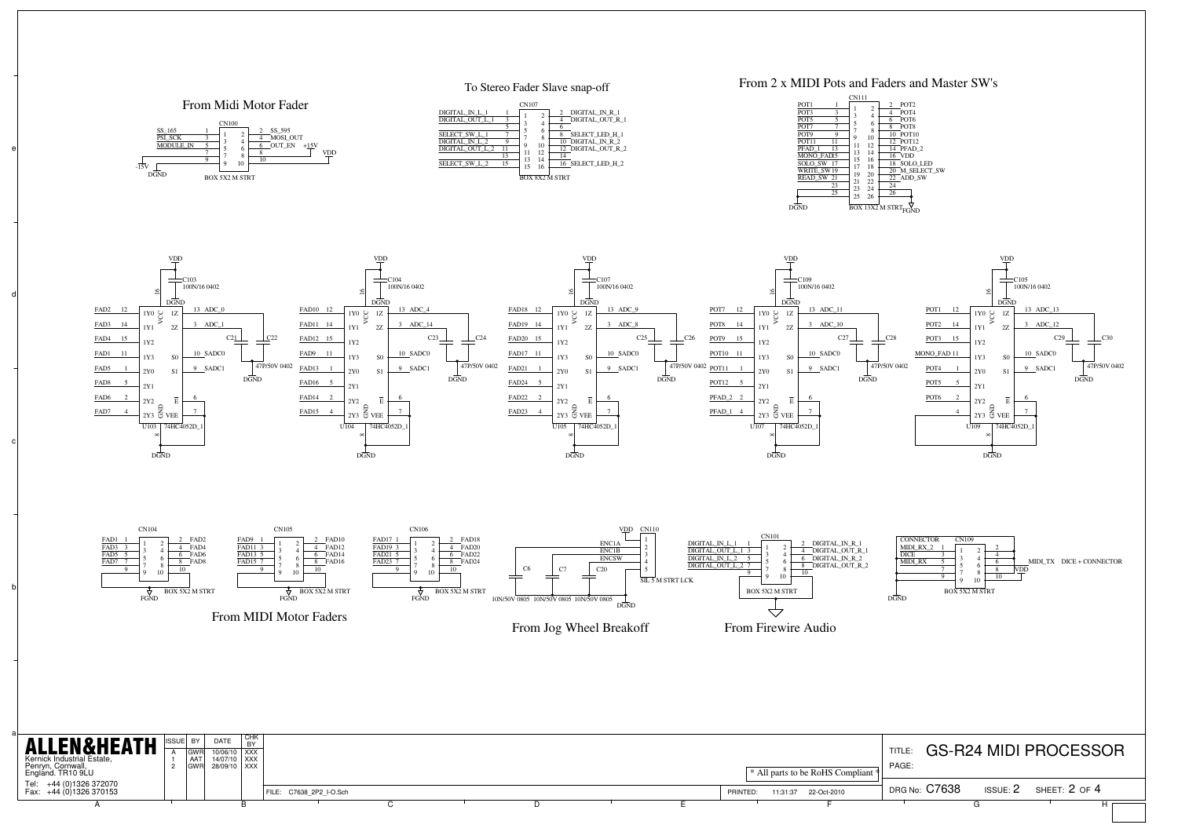## From Midi Motor Fader

CN100 — BOX 5X2 M STRT

| Signal | Pin | Pin | Signal |
|---|---|---|---|
| SS_165 | 1 | 2 | SS_595 |
| PSI_SCK | 3 | 4 | MOSI_OUT |
| MODULE_IN | 5 | 6 | OUT_EN |
| | 7 | 8 | +15V |
| | 9 | 10 | VDD |

-15V, DGND

## To Stereo Fader Slave snap-off

CN107 — BOX 8X2 M STRT

| Signal | Pin | Pin | Signal |
|---|---|---|---|
| DIGITAL_IN_L_1 | 1 | 2 | DIGITAL_IN_R_1 |
| DIGITAL_OUT_L_1 | 3 | 4 | DIGITAL_OUT_R_1 |
| | 5 | 6 | |
| SELECT_SW_L_1 | 7 | 8 | SELECT_LED_H_1 |
| DIGITAL_IN_L_2 | 9 | 10 | DIGITAL_IN_R_2 |
| DIGITAL_OUT_L_2 | 11 | 12 | DIGITAL_OUT_R_2 |
| | 13 | 14 | |
| SELECT_SW_L_2 | 15 | 16 | SELECT_LED_H_2 |

## From 2 x MIDI Pots and Faders and Master SW's

CN111 — BOX 13X2 M STRT

| Signal | Pin | Pin | Signal |
|---|---|---|---|
| POT1 | 1 | 2 | POT2 |
| POT3 | 3 | 4 | POT4 |
| POT5 | 5 | 6 | POT6 |
| POT7 | 7 | 8 | POT8 |
| POT9 | 9 | 10 | POT10 |
| POT11 | 11 | 12 | POT12 |
| PFAD_1 | 13 | 14 | PFAD_2 |
| MONO_FAD | 15 | 16 | VDD |
| SOLO_SW | 17 | 18 | SOLO_LED |
| WRITE_SW | 19 | 20 | M_SELECT_SW |
| READ_SW | 21 | 22 | ADD_SW |
| | 23 | 24 | |
| | 25 | 26 | |

DGND, FGND

## Multiplexers (74HC4052D_1)

| Pin | U103 | U104 | U105 | U107 | U109 |
|---|---|---|---|---|---|
| 1Y0 (12) | FAD2 | FAD10 | FAD18 | POT7 | POT1 |
| 1Y1 (14) | FAD3 | FAD11 | FAD19 | POT8 | POT2 |
| 1Y2 (15) | FAD4 | FAD12 | FAD20 | POT9 | POT3 |
| 1Y3 (11) | FAD1 | FAD9 | FAD17 | POT10 | MONO_FAD |
| 2Y0 (1) | FAD5 | FAD13 | FAD21 | POT11 | POT4 |
| 2Y1 (5) | FAD8 | FAD16 | FAD24 | POT12 | POT5 |
| 2Y2 (2) | FAD6 | FAD14 | FAD22 | PFAD_2 | POT6 |
| 2Y3 (4) | FAD7 | FAD15 | FAD23 | PFAD_1 | |
| 1Z (13) | ADC_0 | ADC_4 | ADC_9 | ADC_11 | ADC_13 |
| 2Z (3) | ADC_1 | ADC_14 | ADC_8 | ADC_10 | ADC_12 |
| S0 (10) | SADC0 | SADC0 | SADC0 | SADC0 | SADC0 |
| S1 (9) | SADC1 | SADC1 | SADC1 | SADC1 | SADC1 |
| Decoupling | C103 100N/16 0402 | C104 100N/16 0402 | C107 100N/16 0402 | C109 100N/16 0402 | C105 100N/16 0402 |
| Output caps (47P/50V 0402) | C21, C22 | C23, C24 | C25, C26 | C27, C28 | C29, C30 |

VCC (16) = VDD; GND (8) = DGND; E (6), VEE (7)

## From MIDI Motor Faders

CN104 — BOX 5X2 M STRT

| Signal | Pin | Pin | Signal |
|---|---|---|---|
| FAD1 | 1 | 2 | FAD2 |
| FAD3 | 3 | 4 | FAD4 |
| FAD5 | 5 | 6 | FAD6 |
| FAD7 | 7 | 8 | FAD8 |
| | 9 | 10 | |

CN105 — BOX 5X2 M STRT

| Signal | Pin | Pin | Signal |
|---|---|---|---|
| FAD9 | 1 | 2 | FAD10 |
| FAD11 | 3 | 4 | FAD12 |
| FAD13 | 5 | 6 | FAD14 |
| FAD15 | 7 | 8 | FAD16 |
| | 9 | 10 | |

CN106 — BOX 5X2 M STRT

| Signal | Pin | Pin | Signal |
|---|---|---|---|
| FAD17 | 1 | 2 | FAD18 |
| FAD19 | 3 | 4 | FAD20 |
| FAD21 | 5 | 6 | FAD22 |
| FAD23 | 7 | 8 | FAD24 |
| | 9 | 10 | |

FGND

## From Jog Wheel Breakoff

CN110 — SIL 5 M STRT LCK

| Pin | Signal |
|---|---|
| 1 | VDD |
| 2 | ENC1A |
| 3 | ENC1B |
| 4 | ENCSW |
| 5 | DGND |

C6, C7, C20: 10N/50V 0805

## From Firewire Audio

CN101 — BOX 5X2 M STRT

| Signal | Pin | Pin | Signal |
|---|---|---|---|
| DIGITAL_IN_L_1 | 1 | 2 | DIGITAL_IN_R_1 |
| DIGITAL_OUT_L_1 | 3 | 4 | DIGITAL_OUT_R_1 |
| DIGITAL_IN_L_2 | 5 | 6 | DIGITAL_IN_R_2 |
| DIGITAL_OUT_L_2 | 7 | 8 | DIGITAL_OUT_R_2 |
| | 9 | 10 | |

## DICE + CONNECTOR

CN109 — BOX 5X2 M STRT

| Signal | Pin | Pin | Signal |
|---|---|---|---|
| CONNECTOR | | | |
| MIDI_RX_2 | 1 | 2 | |
| DICE | 3 | 4 | |
| MIDI_RX | 5 | 6 | MIDI_TX |
| | 7 | 8 | VDD |
| | 9 | 10 | |

DGND

---

**ALLEN&HEATH**
Kernick Industrial Estate,
Penryn, Cornwall,
England. TR10 9LU
Tel: +44 (0)1326 372070
Fax: +44 (0)1326 370153

| ISSUE | BY | DATE | CHK BY |
|---|---|---|---|
| A | GWR | 10/06/10 | XXX |
| 1 | AAT | 14/07/10 | XXX |
| 2 | GWR | 28/09/10 | XXX |

\* All parts to be RoHS Compliant \*

FILE: C7638_2P2_I-O.Sch

PRINTED: 11:31:37 22-Oct-2010

TITLE: GS-R24 MIDI PROCESSOR

PAGE:

DRG No: C7638 ISSUE: 2 SHEET: 2 OF 4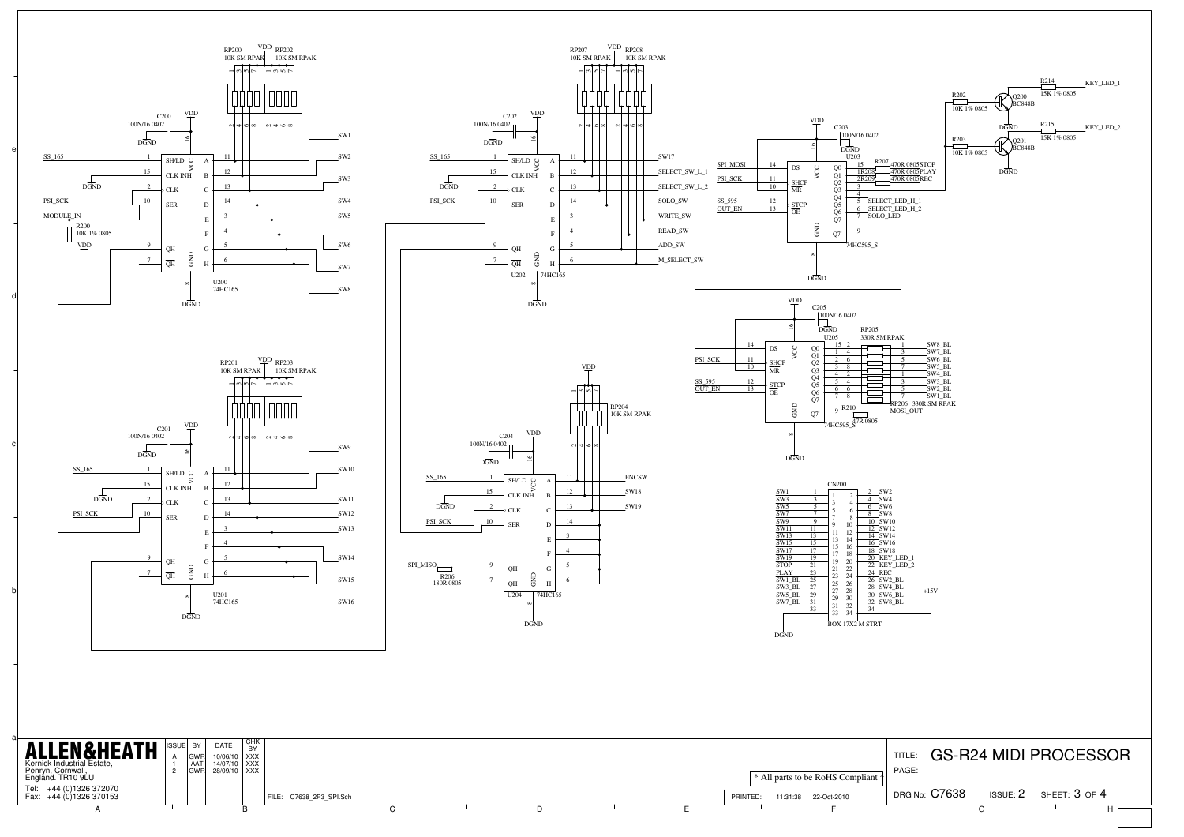# GS-R24 MIDI PROCESSOR

| ISSUE | BY | DATE | CHK BY |
| --- | --- | --- | --- |
| A | GWR | 10/06/10 | XXX |
| 1 | AAT | 14/07/10 | XXX |
| 2 | GWR | 28/09/10 | XXX |

**ALLEN&HEATH**
Kernick Industrial Estate,
Penryn, Cornwall,
England. TR10 9LU

Tel: +44 (0)1326 372070
Fax: +44 (0)1326 370153

FILE: C7638_2P3_SPI.Sch

PRINTED: 11:31:38 22-Oct-2010

* All parts to be RoHS Compliant *

TITLE: GS-R24 MIDI PROCESSOR

PAGE:

DRG No: C7638 ISSUE: 2 SHEET: 3 OF 4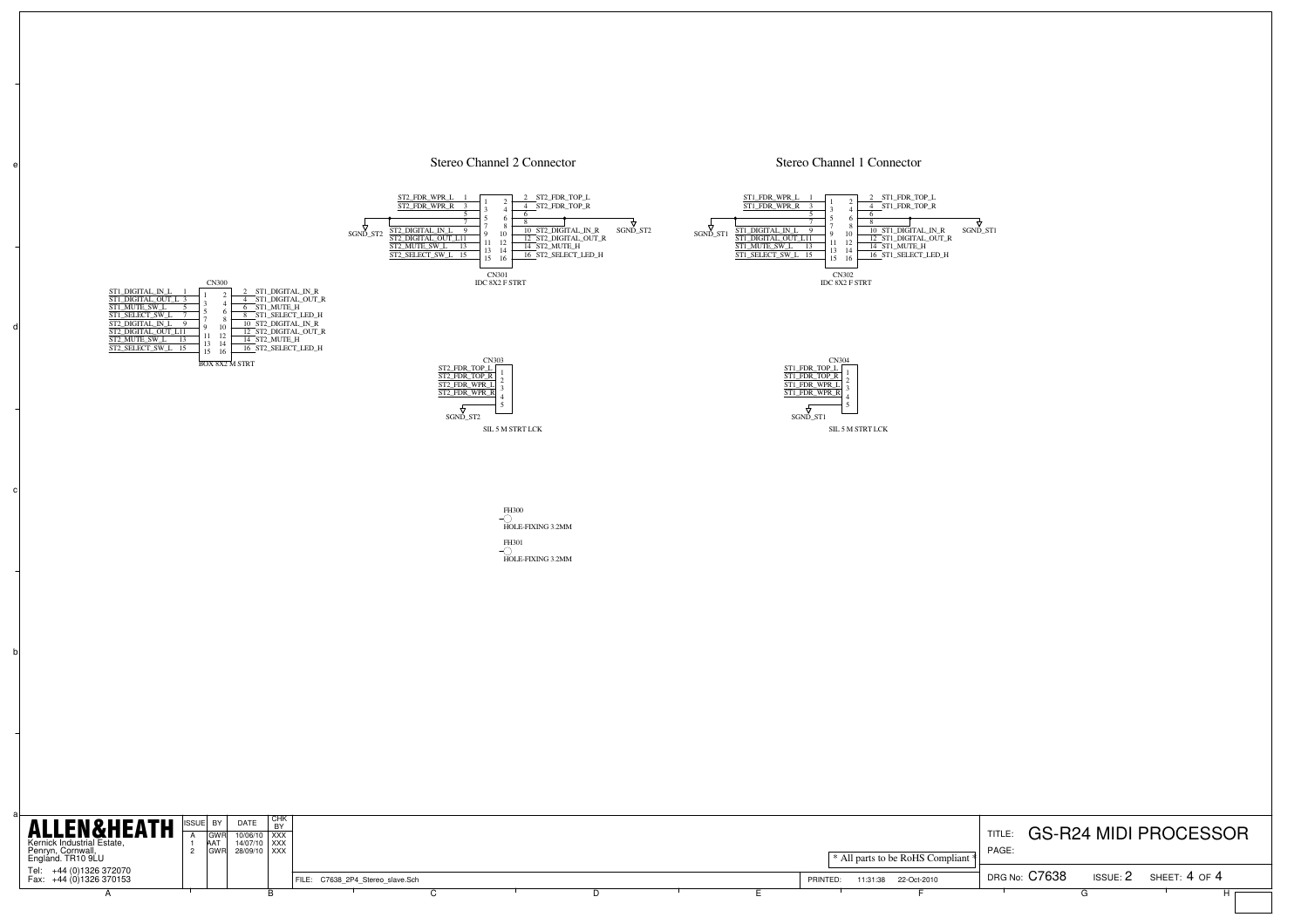## Stereo Channel 2 Connector

CN301
IDC 8X2 F STRT

| Signal | Pin | Pin | Signal |
|---|---|---|---|
| ST2_FDR_WPR_L | 1 | 2 | ST2_FDR_TOP_L |
| ST2_FDR_WPR_R | 3 | 4 | ST2_FDR_TOP_R |
| SGND_ST2 | 5 | 6 | SGND_ST2 |
| SGND_ST2 | 7 | 8 | SGND_ST2 |
| ST2_DIGITAL_IN_L | 9 | 10 | ST2_DIGITAL_IN_R |
| ST2_DIGITAL_OUT_L | 11 | 12 | ST2_DIGITAL_OUT_R |
| ST2_MUTE_SW_L | 13 | 14 | ST2_MUTE_H |
| ST2_SELECT_SW_L | 15 | 16 | ST2_SELECT_LED_H |

## Stereo Channel 1 Connector

CN302
IDC 8X2 F STRT

| Signal | Pin | Pin | Signal |
|---|---|---|---|
| ST1_FDR_WPR_L | 1 | 2 | ST1_FDR_TOP_L |
| ST1_FDR_WPR_R | 3 | 4 | ST1_FDR_TOP_R |
| SGND_ST1 | 5 | 6 | SGND_ST1 |
| SGND_ST1 | 7 | 8 | SGND_ST1 |
| ST1_DIGITAL_IN_L | 9 | 10 | ST1_DIGITAL_IN_R |
| ST1_DIGITAL_OUT_L | 11 | 12 | ST1_DIGITAL_OUT_R |
| ST1_MUTE_SW_L | 13 | 14 | ST1_MUTE_H |
| ST1_SELECT_SW_L | 15 | 16 | ST1_SELECT_LED_H |

CN300
BOX 8X2 M STRT

| Signal | Pin | Pin | Signal |
|---|---|---|---|
| ST1_DIGITAL_IN_L | 1 | 2 | ST1_DIGITAL_IN_R |
| ST1_DIGITAL_OUT_L | 3 | 4 | ST1_DIGITAL_OUT_R |
| ST1_MUTE_SW_L | 5 | 6 | ST1_MUTE_H |
| ST1_SELECT_SW_L | 7 | 8 | ST1_SELECT_LED_H |
| ST2_DIGITAL_IN_L | 9 | 10 | ST2_DIGITAL_IN_R |
| ST2_DIGITAL_OUT_L | 11 | 12 | ST2_DIGITAL_OUT_R |
| ST2_MUTE_SW_L | 13 | 14 | ST2_MUTE_H |
| ST2_SELECT_SW_L | 15 | 16 | ST2_SELECT_LED_H |

CN303
SIL 5 M STRT LCK

| Pin | Signal |
|---|---|
| 1 | ST2_FDR_TOP_L |
| 2 | ST2_FDR_TOP_R |
| 3 | ST2_FDR_WPR_L |
| 4 | ST2_FDR_WPR_R |
| 5 | SGND_ST2 |

CN304
SIL 5 M STRT LCK

| Pin | Signal |
|---|---|
| 1 | ST1_FDR_TOP_L |
| 2 | ST1_FDR_TOP_R |
| 3 | ST1_FDR_WPR_L |
| 4 | ST1_FDR_WPR_R |
| 5 | SGND_ST1 |

FH300
HOLE-FIXING 3.2MM

FH301
HOLE-FIXING 3.2MM

**ALLEN&HEATH**
Kernick Industrial Estate,
Penryn, Cornwall,
England. TR10 9LU
Tel: +44 (0)1326 372070
Fax: +44 (0)1326 370153

| ISSUE | BY | DATE | CHK BY |
|---|---|---|---|
| A | GWR | 10/06/10 | XXX |
| 1 | AAT | 14/07/10 | XXX |
| 2 | GWR | 28/09/10 | XXX |

\* All parts to be RoHS Compliant \*

FILE: C7638_2P4_Stereo_slave.Sch

PRINTED: 11:31:38 22-Oct-2010

TITLE: GS-R24 MIDI PROCESSOR
PAGE:

DRG No: C7638 ISSUE: 2 SHEET: 4 OF 4